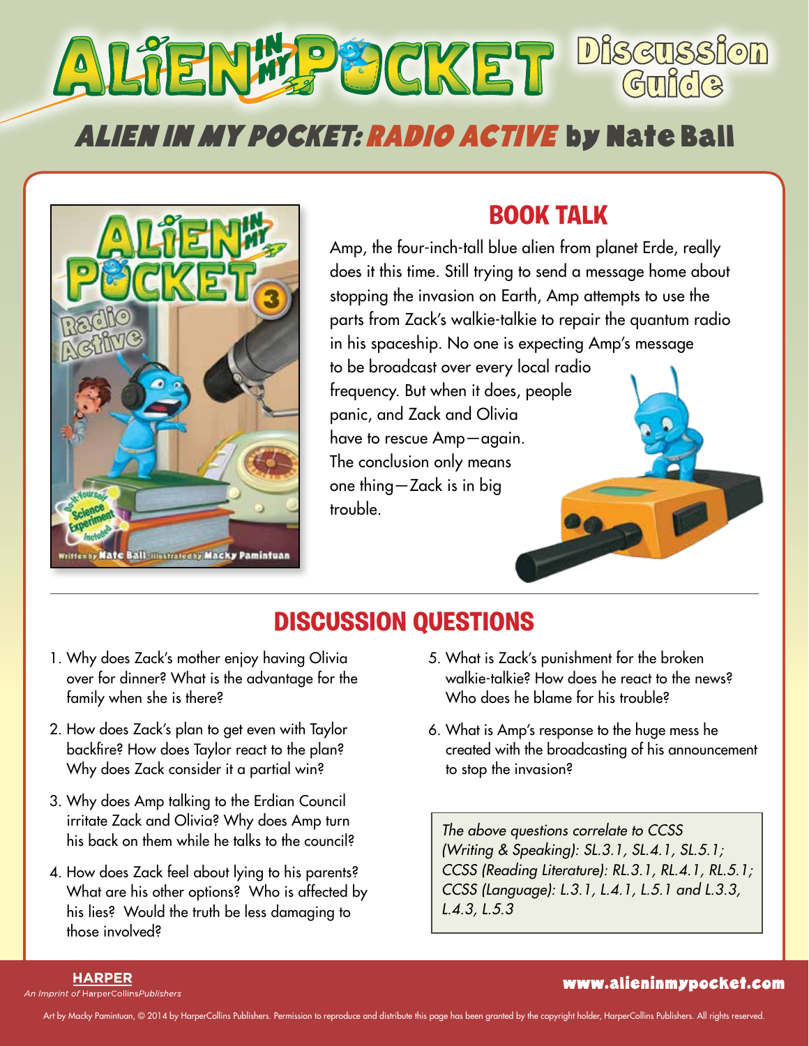# ALIEN IN MY POCKET Discussion Guide

## ALIEN IN MY POCKET: RADIO ACTIVE by Nate Ball

## BOOK TALK

Amp, the four-inch-tall blue alien from planet Erde, really does it this time. Still trying to send a message home about stopping the invasion on Earth, Amp attempts to use the parts from Zack's walkie-talkie to repair the quantum radio in his spaceship. No one is expecting Amp's message to be broadcast over every local radio frequency. But when it does, people panic, and Zack and Olivia have to rescue Amp—again. The conclusion only means one thing—Zack is in big trouble.

## DISCUSSION QUESTIONS

1. Why does Zack's mother enjoy having Olivia over for dinner? What is the advantage for the family when she is there?
2. How does Zack's plan to get even with Taylor backfire? How does Taylor react to the plan? Why does Zack consider it a partial win?
3. Why does Amp talking to the Erdian Council irritate Zack and Olivia? Why does Amp turn his back on them while he talks to the council?
4. How does Zack feel about lying to his parents? What are his other options? Who is affected by his lies? Would the truth be less damaging to those involved?
5. What is Zack's punishment for the broken walkie-talkie? How does he react to the news? Who does he blame for his trouble?
6. What is Amp's response to the huge mess he created with the broadcasting of his announcement to stop the invasion?

*The above questions correlate to CCSS (Writing & Speaking): SL.3.1, SL.4.1, SL.5.1; CCSS (Reading Literature): RL.3.1, RL.4.1, RL.5.1; CCSS (Language): L.3.1, L.4.1, L.5.1 and L.3.3, L.4.3, L.5.3*

HARPER
An Imprint of HarperCollinsPublishers

www.alieninmypocket.com

Art by Macky Pamintuan, © 2014 by HarperCollins Publishers. Permission to reproduce and distribute this page has been granted by the copyright holder, HarperCollins Publishers. All rights reserved.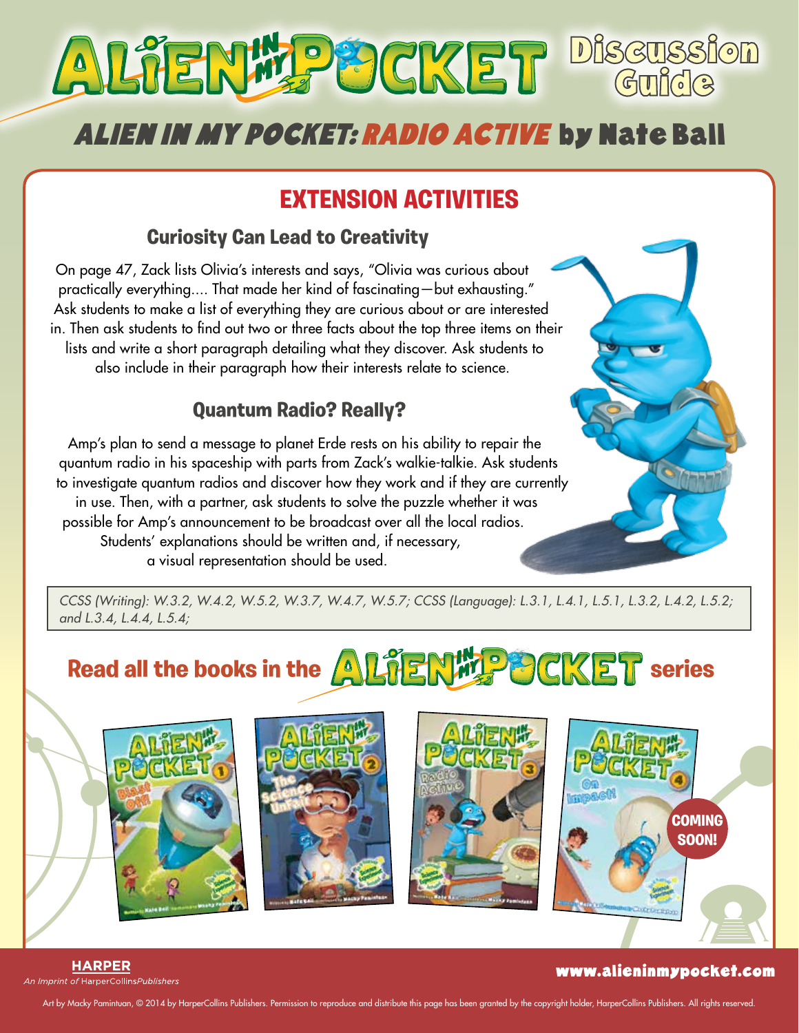# ALIEN IN MY POCKET Discussion Guide

## *ALIEN IN MY POCKET: RADIO ACTIVE* by Nate Ball

## EXTENSION ACTIVITIES

### Curiosity Can Lead to Creativity

On page 47, Zack lists Olivia's interests and says, "Olivia was curious about practically everything.... That made her kind of fascinating—but exhausting." Ask students to make a list of everything they are curious about or are interested in. Then ask students to find out two or three facts about the top three items on their lists and write a short paragraph detailing what they discover. Ask students to also include in their paragraph how their interests relate to science.

### Quantum Radio? Really?

Amp's plan to send a message to planet Erde rests on his ability to repair the quantum radio in his spaceship with parts from Zack's walkie-talkie. Ask students to investigate quantum radios and discover how they work and if they are currently in use. Then, with a partner, ask students to solve the puzzle whether it was possible for Amp's announcement to be broadcast over all the local radios. Students' explanations should be written and, if necessary, a visual representation should be used.

*CCSS (Writing): W.3.2, W.4.2, W.5.2, W.3.7, W.4.7, W.5.7; CCSS (Language): L.3.1, L.4.1, L.5.1, L.3.2, L.4.2, L.5.2; and L.3.4, L.4.4, L.5.4;*

## Read all the books in the ALIEN IN MY POCKET series

1. Blast Off!
2. The Science UnFair
3. Radio Active
4. On Impact! — COMING SOON!

HARPER
An Imprint of HarperCollinsPublishers

www.alieninmypocket.com

Art by Macky Pamintuan, © 2014 by HarperCollins Publishers. Permission to reproduce and distribute this page has been granted by the copyright holder, HarperCollins Publishers. All rights reserved.